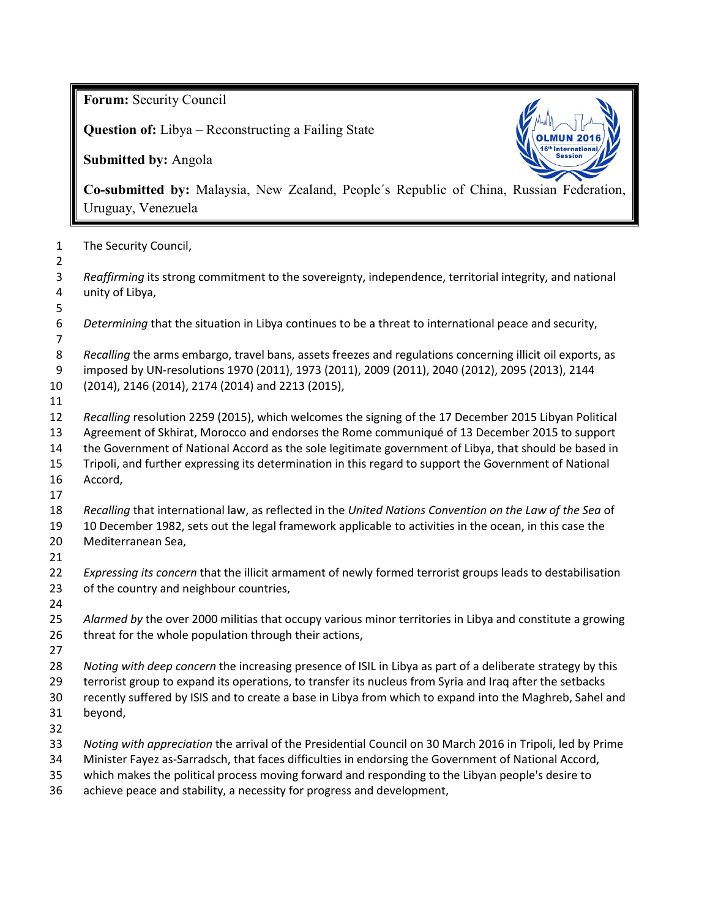**Forum:** Security Council

**Question of:** Libya – Reconstructing a Failing State

**Submitted by:** Angola

**Co-submitted by:** Malaysia, New Zealand, People´s Republic of China, Russian Federation, Uruguay, Venezuela

The Security Council,

*Reaffirming* its strong commitment to the sovereignty, independence, territorial integrity, and national unity of Libya,

*Determining* that the situation in Libya continues to be a threat to international peace and security,

*Recalling* the arms embargo, travel bans, assets freezes and regulations concerning illicit oil exports, as imposed by UN-resolutions 1970 (2011), 1973 (2011), 2009 (2011), 2040 (2012), 2095 (2013), 2144 (2014), 2146 (2014), 2174 (2014) and 2213 (2015),

*Recalling* resolution 2259 (2015), which welcomes the signing of the 17 December 2015 Libyan Political Agreement of Skhirat, Morocco and endorses the Rome communiqué of 13 December 2015 to support the Government of National Accord as the sole legitimate government of Libya, that should be based in Tripoli, and further expressing its determination in this regard to support the Government of National Accord,

*Recalling* that international law, as reflected in the *United Nations Convention on the Law of the Sea* of 10 December 1982, sets out the legal framework applicable to activities in the ocean, in this case the Mediterranean Sea,

*Expressing its concern* that the illicit armament of newly formed terrorist groups leads to destabilisation of the country and neighbour countries,

*Alarmed by* the over 2000 militias that occupy various minor territories in Libya and constitute a growing threat for the whole population through their actions,

*Noting with deep concern* the increasing presence of ISIL in Libya as part of a deliberate strategy by this terrorist group to expand its operations, to transfer its nucleus from Syria and Iraq after the setbacks recently suffered by ISIS and to create a base in Libya from which to expand into the Maghreb, Sahel and beyond,

*Noting with appreciation* the arrival of the Presidential Council on 30 March 2016 in Tripoli, led by Prime Minister Fayez as-Sarradsch, that faces difficulties in endorsing the Government of National Accord, which makes the political process moving forward and responding to the Libyan people's desire to achieve peace and stability, a necessity for progress and development,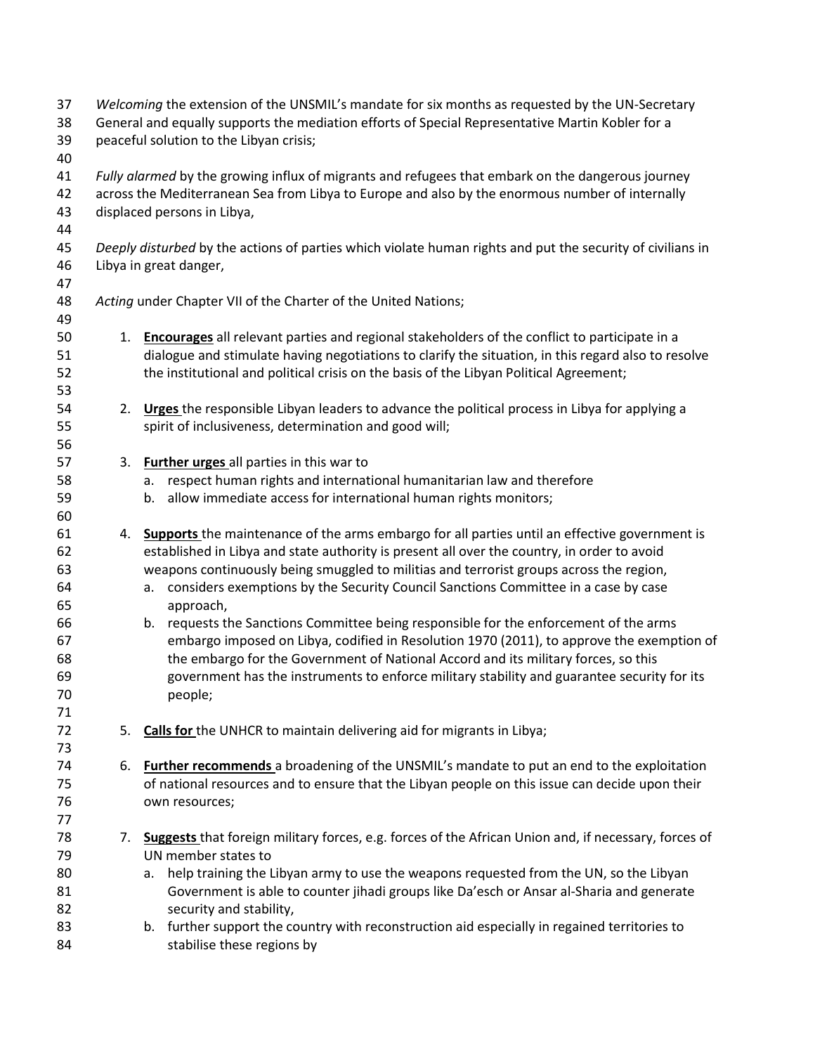*Welcoming* the extension of the UNSMIL's mandate for six months as requested by the UN-Secretary General and equally supports the mediation efforts of Special Representative Martin Kobler for a peaceful solution to the Libyan crisis;

*Fully alarmed* by the growing influx of migrants and refugees that embark on the dangerous journey across the Mediterranean Sea from Libya to Europe and also by the enormous number of internally displaced persons in Libya,

*Deeply disturbed* by the actions of parties which violate human rights and put the security of civilians in Libya in great danger,

*Acting* under Chapter VII of the Charter of the United Nations;

1. **Encourages** all relevant parties and regional stakeholders of the conflict to participate in a dialogue and stimulate having negotiations to clarify the situation, in this regard also to resolve the institutional and political crisis on the basis of the Libyan Political Agreement;

2. **Urges** the responsible Libyan leaders to advance the political process in Libya for applying a spirit of inclusiveness, determination and good will;

3. **Further urges** all parties in this war to
   a. respect human rights and international humanitarian law and therefore
   b. allow immediate access for international human rights monitors;

4. **Supports** the maintenance of the arms embargo for all parties until an effective government is established in Libya and state authority is present all over the country, in order to avoid weapons continuously being smuggled to militias and terrorist groups across the region,
   a. considers exemptions by the Security Council Sanctions Committee in a case by case approach,
   b. requests the Sanctions Committee being responsible for the enforcement of the arms embargo imposed on Libya, codified in Resolution 1970 (2011), to approve the exemption of the embargo for the Government of National Accord and its military forces, so this government has the instruments to enforce military stability and guarantee security for its people;

5. **Calls for** the UNHCR to maintain delivering aid for migrants in Libya;

6. **Further recommends** a broadening of the UNSMIL's mandate to put an end to the exploitation of national resources and to ensure that the Libyan people on this issue can decide upon their own resources;

7. **Suggests** that foreign military forces, e.g. forces of the African Union and, if necessary, forces of UN member states to
   a. help training the Libyan army to use the weapons requested from the UN, so the Libyan Government is able to counter jihadi groups like Da'esch or Ansar al-Sharia and generate security and stability,
   b. further support the country with reconstruction aid especially in regained territories to stabilise these regions by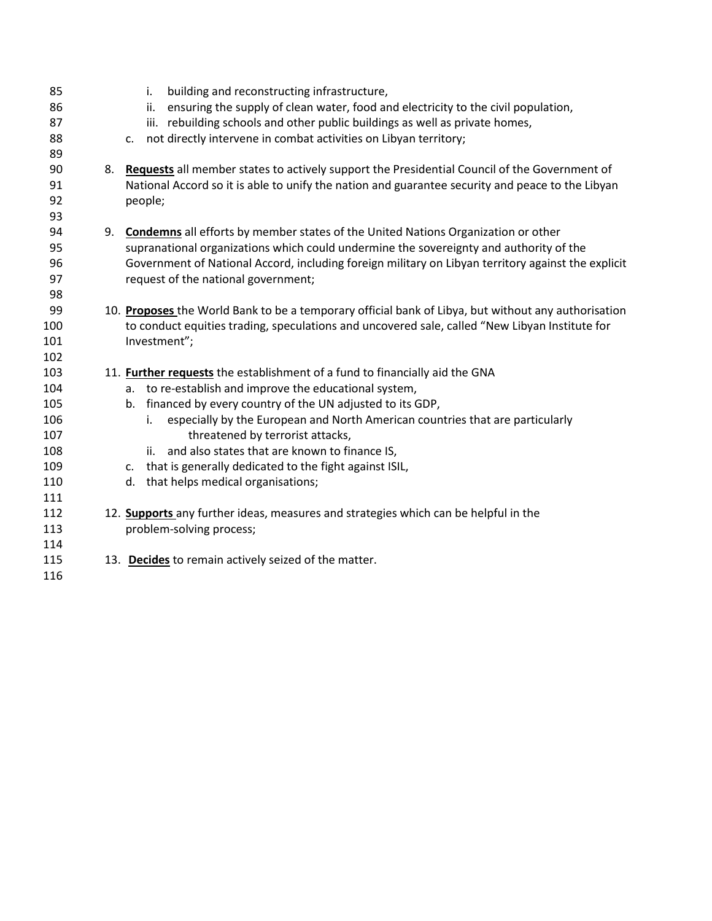i. building and reconstructing infrastructure,
        ii. ensuring the supply of clean water, food and electricity to the civil population,
        iii. rebuilding schools and other public buildings as well as private homes,
    c. not directly intervene in combat activities on Libyan territory;

8. **Requests** all member states to actively support the Presidential Council of the Government of National Accord so it is able to unify the nation and guarantee security and peace to the Libyan people;

9. **Condemns** all efforts by member states of the United Nations Organization or other supranational organizations which could undermine the sovereignty and authority of the Government of National Accord, including foreign military on Libyan territory against the explicit request of the national government;

10. **Proposes** the World Bank to be a temporary official bank of Libya, but without any authorisation to conduct equities trading, speculations and uncovered sale, called "New Libyan Institute for Investment";

11. **Further requests** the establishment of a fund to financially aid the GNA
    a. to re-establish and improve the educational system,
    b. financed by every country of the UN adjusted to its GDP,
        i. especially by the European and North American countries that are particularly threatened by terrorist attacks,
        ii. and also states that are known to finance IS,
    c. that is generally dedicated to the fight against ISIL,
    d. that helps medical organisations;

12. **Supports** any further ideas, measures and strategies which can be helpful in the problem-solving process;

13. **Decides** to remain actively seized of the matter.